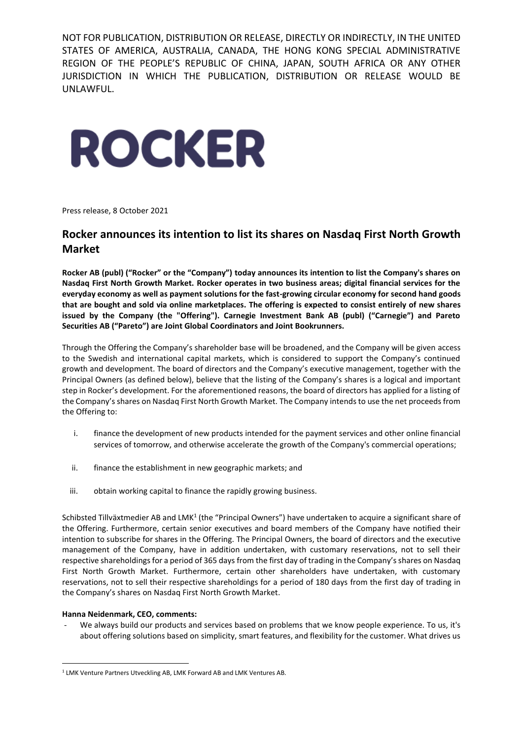NOT FOR PUBLICATION, DISTRIBUTION OR RELEASE, DIRECTLY OR INDIRECTLY, IN THE UNITED STATES OF AMERICA, AUSTRALIA, CANADA, THE HONG KONG SPECIAL ADMINISTRATIVE REGION OF THE PEOPLE'S REPUBLIC OF CHINA, JAPAN, SOUTH AFRICA OR ANY OTHER JURISDICTION IN WHICH THE PUBLICATION, DISTRIBUTION OR RELEASE WOULD BE UNLAWFUL.

ROCKER

Press release, 8 October 2021

# Rocker announces its intention to list its shares on Nasdaq First North Growth Market

**Rocker AB (publ) ("Rocker" or the "Company") today announces its intention to list the Company's shares on Nasdaq First North Growth Market. Rocker operates in two business areas; digital financial services for the everyday economy as well as payment solutions for the fast-growing circular economy for second hand goods that are bought and sold via online marketplaces. The offering is expected to consist entirely of new shares issued by the Company (the "Offering"). Carnegie Investment Bank AB (publ) ("Carnegie") and Pareto Securities AB ("Pareto") are Joint Global Coordinators and Joint Bookrunners.**

Through the Offering the Company's shareholder base will be broadened, and the Company will be given access to the Swedish and international capital markets, which is considered to support the Company's continued growth and development. The board of directors and the Company's executive management, together with the Principal Owners (as defined below), believe that the listing of the Company's shares is a logical and important step in Rocker's development. For the aforementioned reasons, the board of directors has applied for a listing of the Company's shares on Nasdaq First North Growth Market. The Company intends to use the net proceeds from the Offering to:

i. finance the development of new products intended for the payment services and other online financial services of tomorrow, and otherwise accelerate the growth of the Company's commercial operations;

ii. finance the establishment in new geographic markets; and

iii. obtain working capital to finance the rapidly growing business.

Schibsted Tillväxtmedier AB and LMK[1] (the "Principal Owners") have undertaken to acquire a significant share of the Offering. Furthermore, certain senior executives and board members of the Company have notified their intention to subscribe for shares in the Offering. The Principal Owners, the board of directors and the executive management of the Company, have in addition undertaken, with customary reservations, not to sell their respective shareholdings for a period of 365 days from the first day of trading in the Company's shares on Nasdaq First North Growth Market. Furthermore, certain other shareholders have undertaken, with customary reservations, not to sell their respective shareholdings for a period of 180 days from the first day of trading in the Company's shares on Nasdaq First North Growth Market.

**Hanna Neidenmark, CEO, comments:**

- We always build our products and services based on problems that we know people experience. To us, it's about offering solutions based on simplicity, smart features, and flexibility for the customer. What drives us

[1] LMK Venture Partners Utveckling AB, LMK Forward AB and LMK Ventures AB.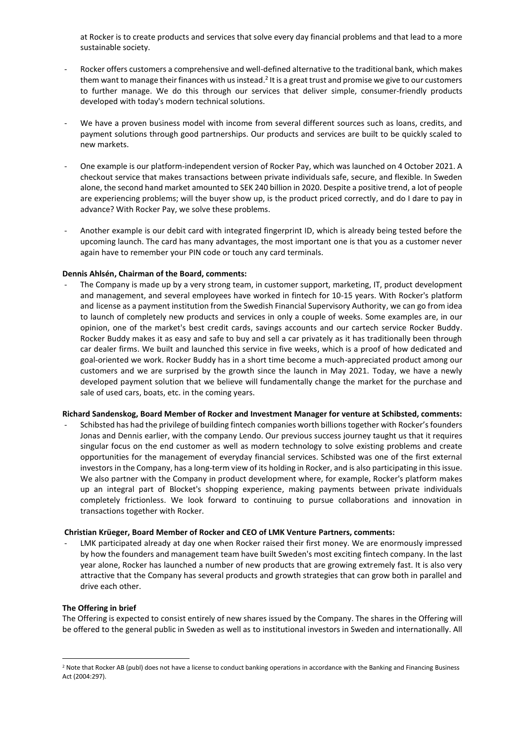at Rocker is to create products and services that solve every day financial problems and that lead to a more sustainable society.

- Rocker offers customers a comprehensive and well-defined alternative to the traditional bank, which makes them want to manage their finances with us instead.[2] It is a great trust and promise we give to our customers to further manage. We do this through our services that deliver simple, consumer-friendly products developed with today's modern technical solutions.

- We have a proven business model with income from several different sources such as loans, credits, and payment solutions through good partnerships. Our products and services are built to be quickly scaled to new markets.

- One example is our platform-independent version of Rocker Pay, which was launched on 4 October 2021. A checkout service that makes transactions between private individuals safe, secure, and flexible. In Sweden alone, the second hand market amounted to SEK 240 billion in 2020. Despite a positive trend, a lot of people are experiencing problems; will the buyer show up, is the product priced correctly, and do I dare to pay in advance? With Rocker Pay, we solve these problems.

- Another example is our debit card with integrated fingerprint ID, which is already being tested before the upcoming launch. The card has many advantages, the most important one is that you as a customer never again have to remember your PIN code or touch any card terminals.

**Dennis Ahlsén, Chairman of the Board, comments:**

- The Company is made up by a very strong team, in customer support, marketing, IT, product development and management, and several employees have worked in fintech for 10-15 years. With Rocker's platform and license as a payment institution from the Swedish Financial Supervisory Authority, we can go from idea to launch of completely new products and services in only a couple of weeks. Some examples are, in our opinion, one of the market's best credit cards, savings accounts and our cartech service Rocker Buddy. Rocker Buddy makes it as easy and safe to buy and sell a car privately as it has traditionally been through car dealer firms. We built and launched this service in five weeks, which is a proof of how dedicated and goal-oriented we work. Rocker Buddy has in a short time become a much-appreciated product among our customers and we are surprised by the growth since the launch in May 2021. Today, we have a newly developed payment solution that we believe will fundamentally change the market for the purchase and sale of used cars, boats, etc. in the coming years.

**Richard Sandenskog, Board Member of Rocker and Investment Manager for venture at Schibsted, comments:**

- Schibsted has had the privilege of building fintech companies worth billions together with Rocker's founders Jonas and Dennis earlier, with the company Lendo. Our previous success journey taught us that it requires singular focus on the end customer as well as modern technology to solve existing problems and create opportunities for the management of everyday financial services. Schibsted was one of the first external investors in the Company, has a long-term view of its holding in Rocker, and is also participating in this issue. We also partner with the Company in product development where, for example, Rocker's platform makes up an integral part of Blocket's shopping experience, making payments between private individuals completely frictionless. We look forward to continuing to pursue collaborations and innovation in transactions together with Rocker.

**Christian Krüeger, Board Member of Rocker and CEO of LMK Venture Partners, comments:**

- LMK participated already at day one when Rocker raised their first money. We are enormously impressed by how the founders and management team have built Sweden's most exciting fintech company. In the last year alone, Rocker has launched a number of new products that are growing extremely fast. It is also very attractive that the Company has several products and growth strategies that can grow both in parallel and drive each other.

**The Offering in brief**

The Offering is expected to consist entirely of new shares issued by the Company. The shares in the Offering will be offered to the general public in Sweden as well as to institutional investors in Sweden and internationally. All

[2] Note that Rocker AB (publ) does not have a license to conduct banking operations in accordance with the Banking and Financing Business Act (2004:297).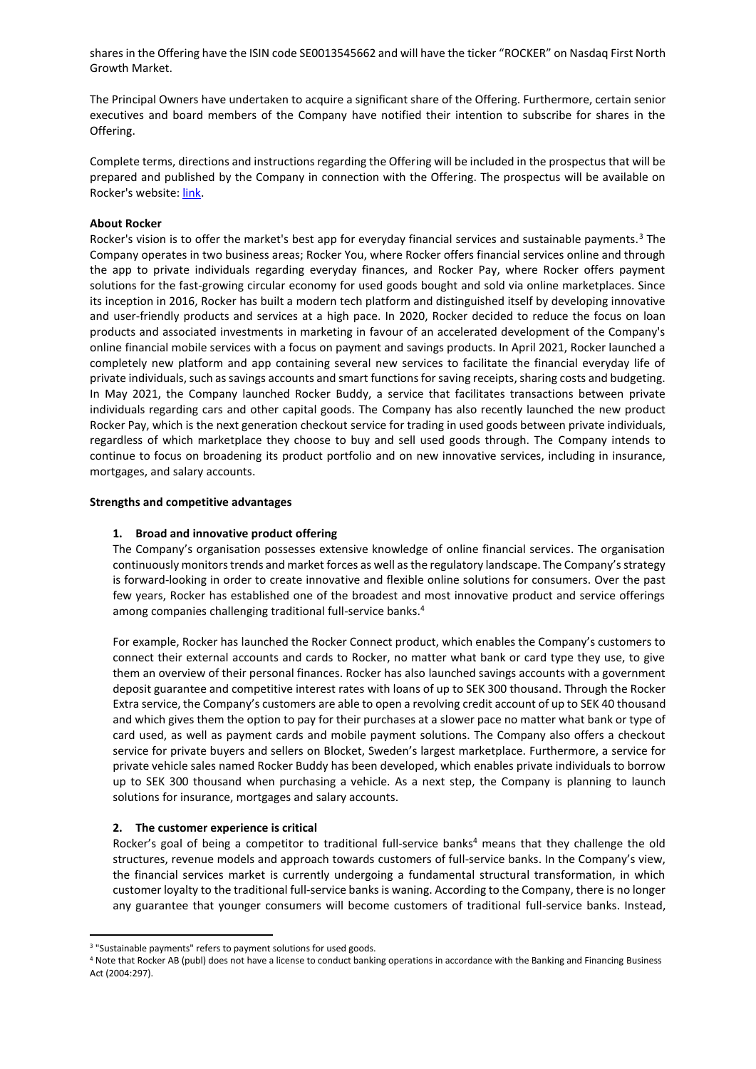shares in the Offering have the ISIN code SE0013545662 and will have the ticker "ROCKER" on Nasdaq First North Growth Market.

The Principal Owners have undertaken to acquire a significant share of the Offering. Furthermore, certain senior executives and board members of the Company have notified their intention to subscribe for shares in the Offering.

Complete terms, directions and instructions regarding the Offering will be included in the prospectus that will be prepared and published by the Company in connection with the Offering. The prospectus will be available on Rocker's website: link.

**About Rocker**

Rocker's vision is to offer the market's best app for everyday financial services and sustainable payments.[3] The Company operates in two business areas; Rocker You, where Rocker offers financial services online and through the app to private individuals regarding everyday finances, and Rocker Pay, where Rocker offers payment solutions for the fast-growing circular economy for used goods bought and sold via online marketplaces. Since its inception in 2016, Rocker has built a modern tech platform and distinguished itself by developing innovative and user-friendly products and services at a high pace. In 2020, Rocker decided to reduce the focus on loan products and associated investments in marketing in favour of an accelerated development of the Company's online financial mobile services with a focus on payment and savings products. In April 2021, Rocker launched a completely new platform and app containing several new services to facilitate the financial everyday life of private individuals, such as savings accounts and smart functions for saving receipts, sharing costs and budgeting. In May 2021, the Company launched Rocker Buddy, a service that facilitates transactions between private individuals regarding cars and other capital goods. The Company has also recently launched the new product Rocker Pay, which is the next generation checkout service for trading in used goods between private individuals, regardless of which marketplace they choose to buy and sell used goods through. The Company intends to continue to focus on broadening its product portfolio and on new innovative services, including in insurance, mortgages, and salary accounts.

**Strengths and competitive advantages**

1. **Broad and innovative product offering**

The Company's organisation possesses extensive knowledge of online financial services. The organisation continuously monitors trends and market forces as well as the regulatory landscape. The Company's strategy is forward-looking in order to create innovative and flexible online solutions for consumers. Over the past few years, Rocker has established one of the broadest and most innovative product and service offerings among companies challenging traditional full-service banks.[4]

For example, Rocker has launched the Rocker Connect product, which enables the Company's customers to connect their external accounts and cards to Rocker, no matter what bank or card type they use, to give them an overview of their personal finances. Rocker has also launched savings accounts with a government deposit guarantee and competitive interest rates with loans of up to SEK 300 thousand. Through the Rocker Extra service, the Company's customers are able to open a revolving credit account of up to SEK 40 thousand and which gives them the option to pay for their purchases at a slower pace no matter what bank or type of card used, as well as payment cards and mobile payment solutions. The Company also offers a checkout service for private buyers and sellers on Blocket, Sweden's largest marketplace. Furthermore, a service for private vehicle sales named Rocker Buddy has been developed, which enables private individuals to borrow up to SEK 300 thousand when purchasing a vehicle. As a next step, the Company is planning to launch solutions for insurance, mortgages and salary accounts.

2. **The customer experience is critical**

Rocker's goal of being a competitor to traditional full-service banks[4] means that they challenge the old structures, revenue models and approach towards customers of full-service banks. In the Company's view, the financial services market is currently undergoing a fundamental structural transformation, in which customer loyalty to the traditional full-service banks is waning. According to the Company, there is no longer any guarantee that younger consumers will become customers of traditional full-service banks. Instead,

[3] "Sustainable payments" refers to payment solutions for used goods.

[4] Note that Rocker AB (publ) does not have a license to conduct banking operations in accordance with the Banking and Financing Business Act (2004:297).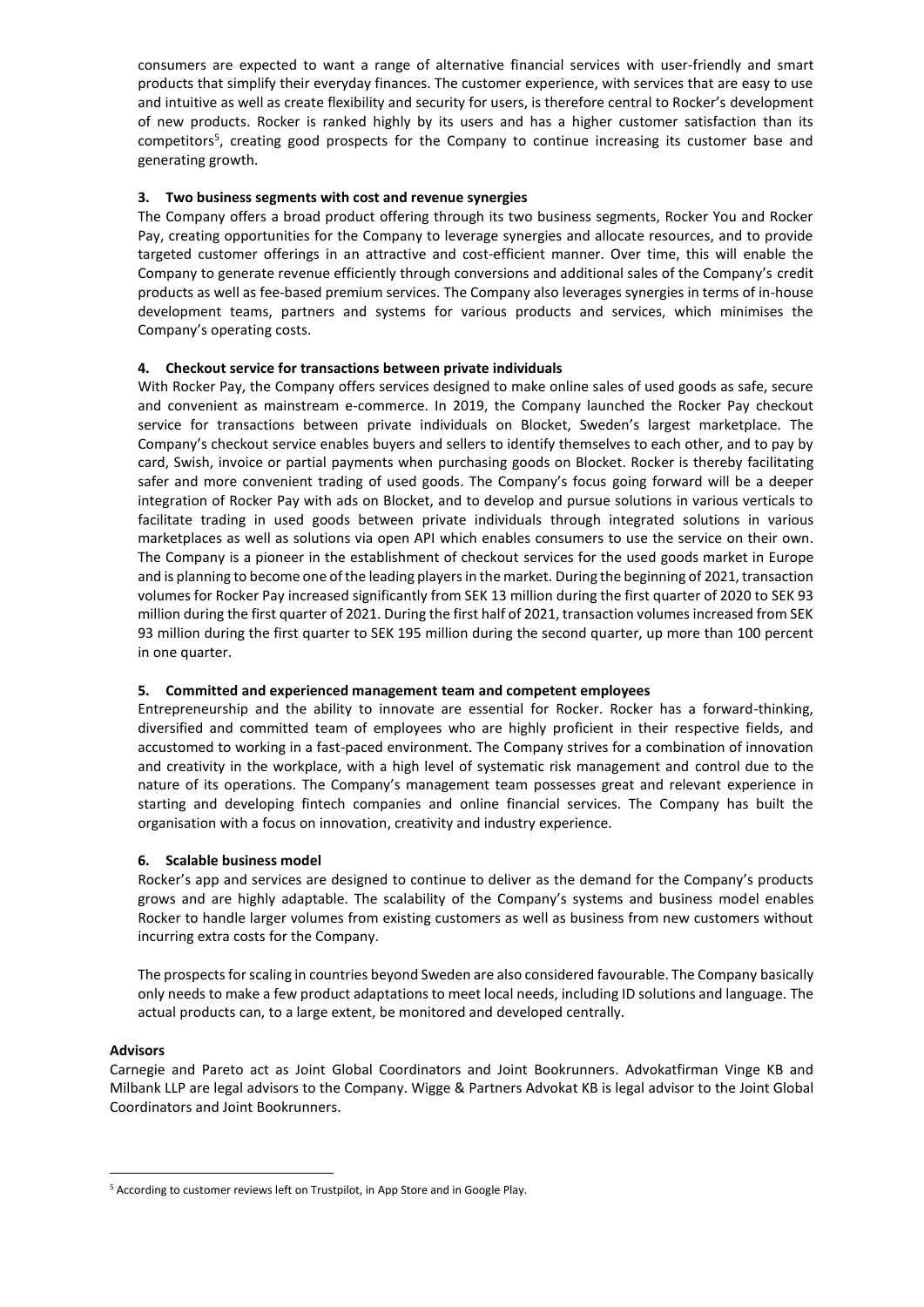consumers are expected to want a range of alternative financial services with user-friendly and smart products that simplify their everyday finances. The customer experience, with services that are easy to use and intuitive as well as create flexibility and security for users, is therefore central to Rocker's development of new products. Rocker is ranked highly by its users and has a higher customer satisfaction than its competitors[5], creating good prospects for the Company to continue increasing its customer base and generating growth.

**3. Two business segments with cost and revenue synergies**

The Company offers a broad product offering through its two business segments, Rocker You and Rocker Pay, creating opportunities for the Company to leverage synergies and allocate resources, and to provide targeted customer offerings in an attractive and cost-efficient manner. Over time, this will enable the Company to generate revenue efficiently through conversions and additional sales of the Company's credit products as well as fee-based premium services. The Company also leverages synergies in terms of in-house development teams, partners and systems for various products and services, which minimises the Company's operating costs.

**4. Checkout service for transactions between private individuals**

With Rocker Pay, the Company offers services designed to make online sales of used goods as safe, secure and convenient as mainstream e-commerce. In 2019, the Company launched the Rocker Pay checkout service for transactions between private individuals on Blocket, Sweden's largest marketplace. The Company's checkout service enables buyers and sellers to identify themselves to each other, and to pay by card, Swish, invoice or partial payments when purchasing goods on Blocket. Rocker is thereby facilitating safer and more convenient trading of used goods. The Company's focus going forward will be a deeper integration of Rocker Pay with ads on Blocket, and to develop and pursue solutions in various verticals to facilitate trading in used goods between private individuals through integrated solutions in various marketplaces as well as solutions via open API which enables consumers to use the service on their own. The Company is a pioneer in the establishment of checkout services for the used goods market in Europe and is planning to become one of the leading players in the market. During the beginning of 2021, transaction volumes for Rocker Pay increased significantly from SEK 13 million during the first quarter of 2020 to SEK 93 million during the first quarter of 2021. During the first half of 2021, transaction volumes increased from SEK 93 million during the first quarter to SEK 195 million during the second quarter, up more than 100 percent in one quarter.

**5. Committed and experienced management team and competent employees**

Entrepreneurship and the ability to innovate are essential for Rocker. Rocker has a forward-thinking, diversified and committed team of employees who are highly proficient in their respective fields, and accustomed to working in a fast-paced environment. The Company strives for a combination of innovation and creativity in the workplace, with a high level of systematic risk management and control due to the nature of its operations. The Company's management team possesses great and relevant experience in starting and developing fintech companies and online financial services. The Company has built the organisation with a focus on innovation, creativity and industry experience.

**6. Scalable business model**

Rocker's app and services are designed to continue to deliver as the demand for the Company's products grows and are highly adaptable. The scalability of the Company's systems and business model enables Rocker to handle larger volumes from existing customers as well as business from new customers without incurring extra costs for the Company.

The prospects for scaling in countries beyond Sweden are also considered favourable. The Company basically only needs to make a few product adaptations to meet local needs, including ID solutions and language. The actual products can, to a large extent, be monitored and developed centrally.

**Advisors**

Carnegie and Pareto act as Joint Global Coordinators and Joint Bookrunners. Advokatfirman Vinge KB and Milbank LLP are legal advisors to the Company. Wigge & Partners Advokat KB is legal advisor to the Joint Global Coordinators and Joint Bookrunners.

[5] According to customer reviews left on Trustpilot, in App Store and in Google Play.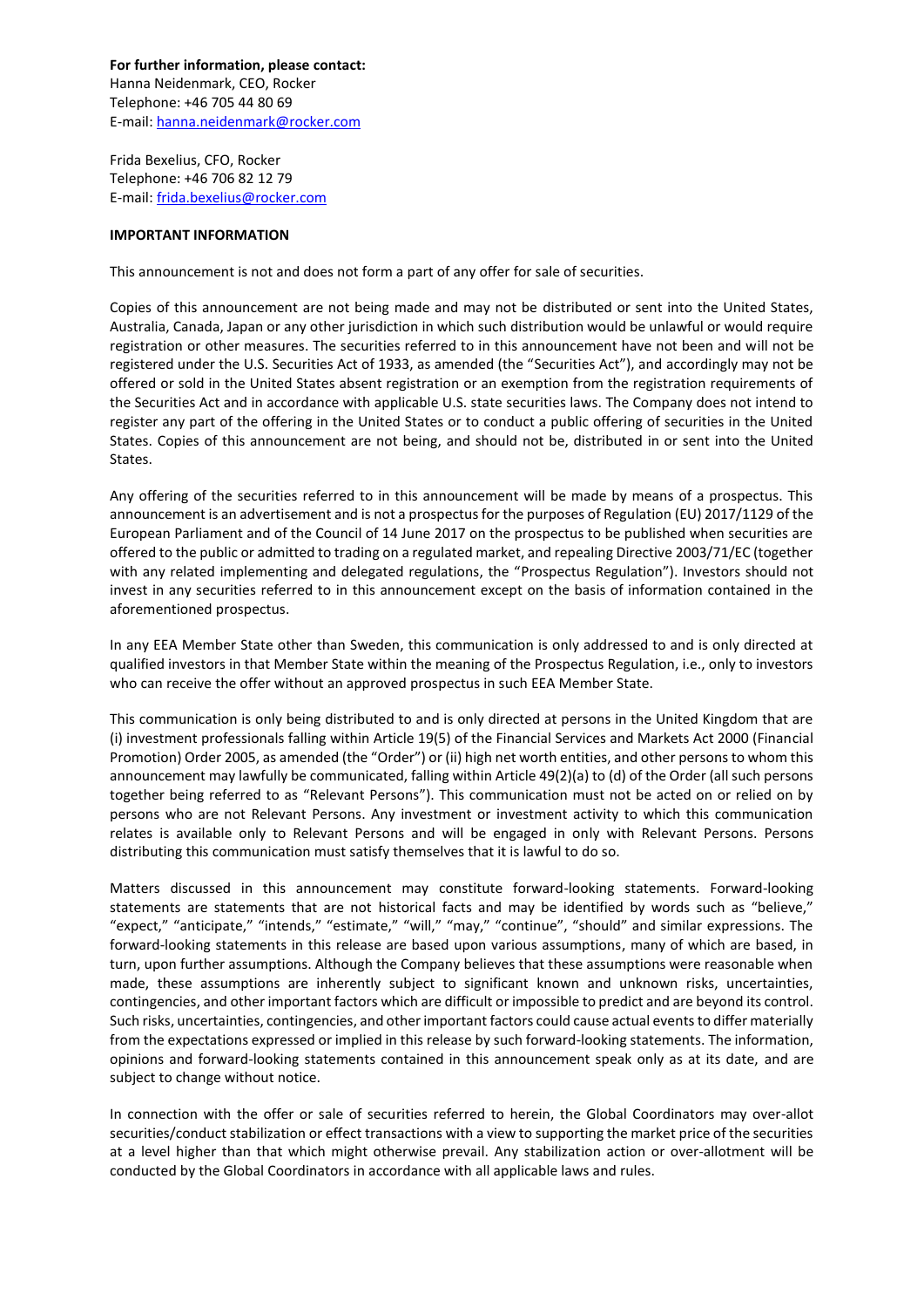**For further information, please contact:**
Hanna Neidenmark, CEO, Rocker
Telephone: +46 705 44 80 69
E-mail: hanna.neidenmark@rocker.com

Frida Bexelius, CFO, Rocker
Telephone: +46 706 82 12 79
E-mail: frida.bexelius@rocker.com

**IMPORTANT INFORMATION**

This announcement is not and does not form a part of any offer for sale of securities.

Copies of this announcement are not being made and may not be distributed or sent into the United States, Australia, Canada, Japan or any other jurisdiction in which such distribution would be unlawful or would require registration or other measures. The securities referred to in this announcement have not been and will not be registered under the U.S. Securities Act of 1933, as amended (the "Securities Act"), and accordingly may not be offered or sold in the United States absent registration or an exemption from the registration requirements of the Securities Act and in accordance with applicable U.S. state securities laws. The Company does not intend to register any part of the offering in the United States or to conduct a public offering of securities in the United States. Copies of this announcement are not being, and should not be, distributed in or sent into the United States.

Any offering of the securities referred to in this announcement will be made by means of a prospectus. This announcement is an advertisement and is not a prospectus for the purposes of Regulation (EU) 2017/1129 of the European Parliament and of the Council of 14 June 2017 on the prospectus to be published when securities are offered to the public or admitted to trading on a regulated market, and repealing Directive 2003/71/EC (together with any related implementing and delegated regulations, the "Prospectus Regulation"). Investors should not invest in any securities referred to in this announcement except on the basis of information contained in the aforementioned prospectus.

In any EEA Member State other than Sweden, this communication is only addressed to and is only directed at qualified investors in that Member State within the meaning of the Prospectus Regulation, i.e., only to investors who can receive the offer without an approved prospectus in such EEA Member State.

This communication is only being distributed to and is only directed at persons in the United Kingdom that are (i) investment professionals falling within Article 19(5) of the Financial Services and Markets Act 2000 (Financial Promotion) Order 2005, as amended (the "Order") or (ii) high net worth entities, and other persons to whom this announcement may lawfully be communicated, falling within Article 49(2)(a) to (d) of the Order (all such persons together being referred to as "Relevant Persons"). This communication must not be acted on or relied on by persons who are not Relevant Persons. Any investment or investment activity to which this communication relates is available only to Relevant Persons and will be engaged in only with Relevant Persons. Persons distributing this communication must satisfy themselves that it is lawful to do so.

Matters discussed in this announcement may constitute forward-looking statements. Forward-looking statements are statements that are not historical facts and may be identified by words such as "believe," "expect," "anticipate," "intends," "estimate," "will," "may," "continue", "should" and similar expressions. The forward-looking statements in this release are based upon various assumptions, many of which are based, in turn, upon further assumptions. Although the Company believes that these assumptions were reasonable when made, these assumptions are inherently subject to significant known and unknown risks, uncertainties, contingencies, and other important factors which are difficult or impossible to predict and are beyond its control. Such risks, uncertainties, contingencies, and other important factors could cause actual events to differ materially from the expectations expressed or implied in this release by such forward-looking statements. The information, opinions and forward-looking statements contained in this announcement speak only as at its date, and are subject to change without notice.

In connection with the offer or sale of securities referred to herein, the Global Coordinators may over-allot securities/conduct stabilization or effect transactions with a view to supporting the market price of the securities at a level higher than that which might otherwise prevail. Any stabilization action or over-allotment will be conducted by the Global Coordinators in accordance with all applicable laws and rules.